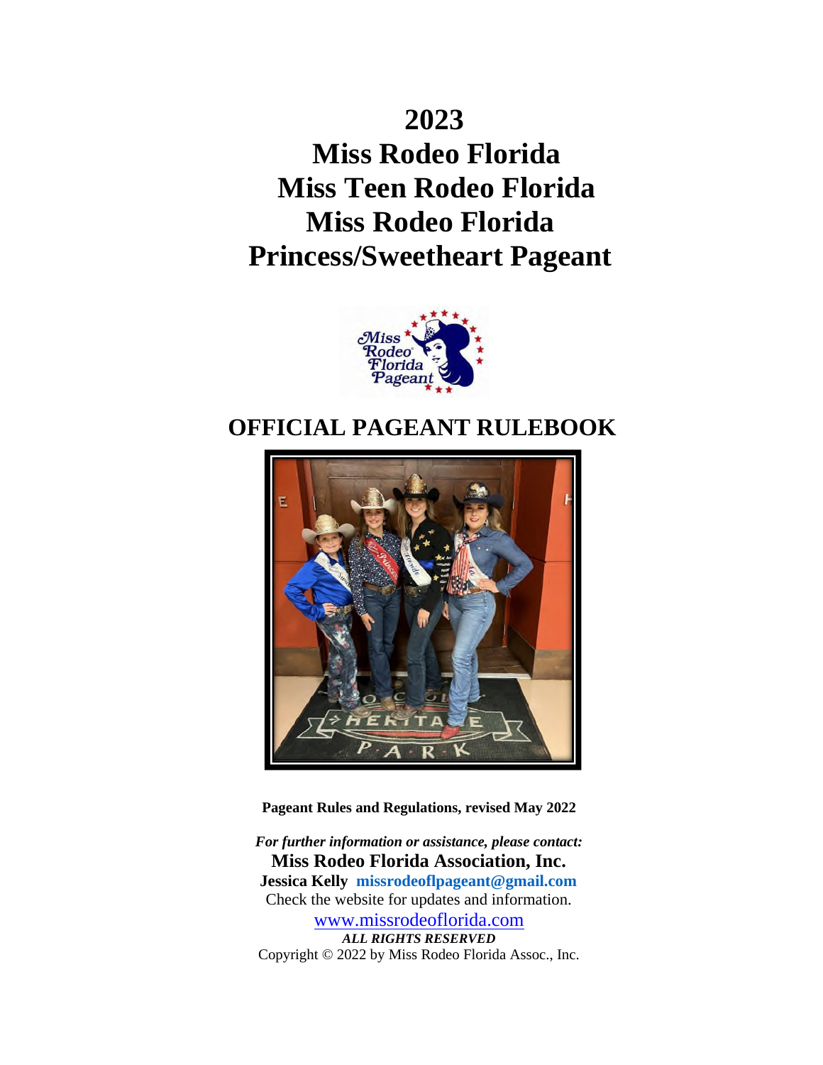# 2023
# Miss Rodeo Florida
# Miss Teen Rodeo Florida
# Miss Rodeo Florida
# Princess/Sweetheart Pageant

## OFFICIAL PAGEANT RULEBOOK

**Pageant Rules and Regulations, revised May 2022**

***For further information or assistance, please contact:***

**Miss Rodeo Florida Association, Inc.**

**Jessica Kelly missrodeoflpageant@gmail.com**

Check the website for updates and information.

www.missrodeoflorida.com

***ALL RIGHTS RESERVED***

Copyright © 2022 by Miss Rodeo Florida Assoc., Inc.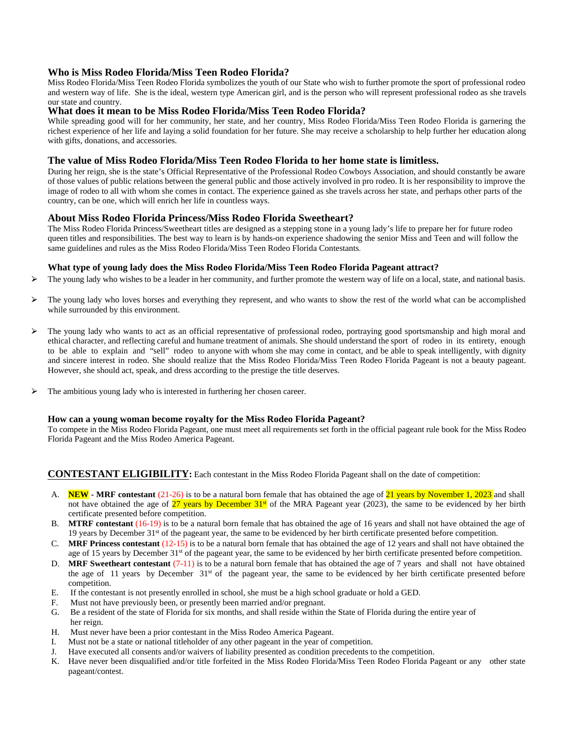### Who is Miss Rodeo Florida/Miss Teen Rodeo Florida?

Miss Rodeo Florida/Miss Teen Rodeo Florida symbolizes the youth of our State who wish to further promote the sport of professional rodeo and western way of life. She is the ideal, western type American girl, and is the person who will represent professional rodeo as she travels our state and country.

### What does it mean to be Miss Rodeo Florida/Miss Teen Rodeo Florida?

While spreading good will for her community, her state, and her country, Miss Rodeo Florida/Miss Teen Rodeo Florida is garnering the richest experience of her life and laying a solid foundation for her future. She may receive a scholarship to help further her education along with gifts, donations, and accessories.

### The value of Miss Rodeo Florida/Miss Teen Rodeo Florida to her home state is limitless.

During her reign, she is the state's Official Representative of the Professional Rodeo Cowboys Association, and should constantly be aware of those values of public relations between the general public and those actively involved in pro rodeo. It is her responsibility to improve the image of rodeo to all with whom she comes in contact. The experience gained as she travels across her state, and perhaps other parts of the country, can be one, which will enrich her life in countless ways.

### About Miss Rodeo Florida Princess/Miss Rodeo Florida Sweetheart?

The Miss Rodeo Florida Princess/Sweetheart titles are designed as a stepping stone in a young lady's life to prepare her for future rodeo queen titles and responsibilities. The best way to learn is by hands-on experience shadowing the senior Miss and Teen and will follow the same guidelines and rules as the Miss Rodeo Florida/Miss Teen Rodeo Florida Contestants.

### What type of young lady does the Miss Rodeo Florida/Miss Teen Rodeo Florida Pageant attract?

- The young lady who wishes to be a leader in her community, and further promote the western way of life on a local, state, and national basis.
- The young lady who loves horses and everything they represent, and who wants to show the rest of the world what can be accomplished while surrounded by this environment.
- The young lady who wants to act as an official representative of professional rodeo, portraying good sportsmanship and high moral and ethical character, and reflecting careful and humane treatment of animals. She should understand the sport of rodeo in its entirety, enough to be able to explain and "sell" rodeo to anyone with whom she may come in contact, and be able to speak intelligently, with dignity and sincere interest in rodeo. She should realize that the Miss Rodeo Florida/Miss Teen Rodeo Florida Pageant is not a beauty pageant. However, she should act, speak, and dress according to the prestige the title deserves.
- The ambitious young lady who is interested in furthering her chosen career.

### How can a young woman become royalty for the Miss Rodeo Florida Pageant?

To compete in the Miss Rodeo Florida Pageant, one must meet all requirements set forth in the official pageant rule book for the Miss Rodeo Florida Pageant and the Miss Rodeo America Pageant.

## CONTESTANT ELIGIBILITY:

Each contestant in the Miss Rodeo Florida Pageant shall on the date of competition:

A. **NEW - MRF contestant** (21-26) is to be a natural born female that has obtained the age of 21 years by November 1, 2023 and shall not have obtained the age of 27 years by December 31st of the MRA Pageant year (2023), the same to be evidenced by her birth certificate presented before competition.

B. **MTRF contestant** (16-19) is to be a natural born female that has obtained the age of 16 years and shall not have obtained the age of 19 years by December 31st of the pageant year, the same to be evidenced by her birth certificate presented before competition.

C. **MRF Princess contestant** (12-15) is to be a natural born female that has obtained the age of 12 years and shall not have obtained the age of 15 years by December 31st of the pageant year, the same to be evidenced by her birth certificate presented before competition.

D. **MRF Sweetheart contestant** (7-11) is to be a natural born female that has obtained the age of 7 years and shall not have obtained the age of 11 years by December 31st of the pageant year, the same to be evidenced by her birth certificate presented before competition.

E. If the contestant is not presently enrolled in school, she must be a high school graduate or hold a GED.

F. Must not have previously been, or presently been married and/or pregnant.

G. Be a resident of the state of Florida for six months, and shall reside within the State of Florida during the entire year of her reign.

H. Must never have been a prior contestant in the Miss Rodeo America Pageant.

I. Must not be a state or national titleholder of any other pageant in the year of competition.

J. Have executed all consents and/or waivers of liability presented as condition precedents to the competition.

K. Have never been disqualified and/or title forfeited in the Miss Rodeo Florida/Miss Teen Rodeo Florida Pageant or any other state pageant/contest.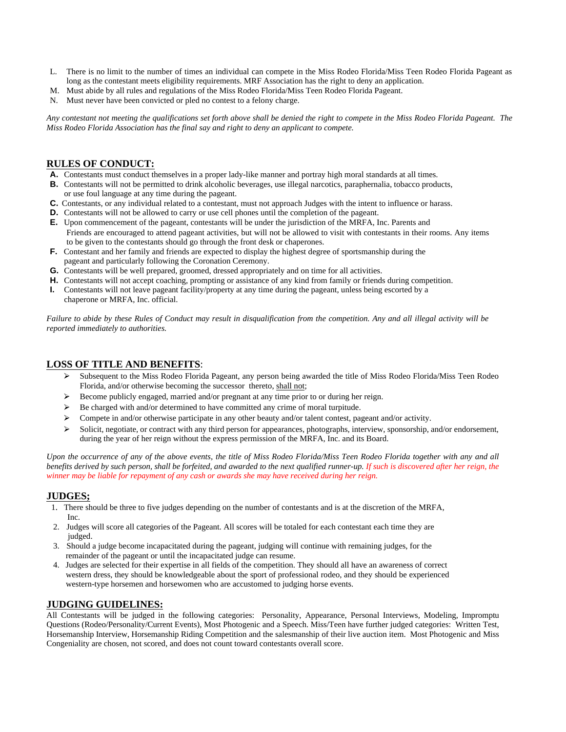L. There is no limit to the number of times an individual can compete in the Miss Rodeo Florida/Miss Teen Rodeo Florida Pageant as long as the contestant meets eligibility requirements. MRF Association has the right to deny an application.
M. Must abide by all rules and regulations of the Miss Rodeo Florida/Miss Teen Rodeo Florida Pageant.
N. Must never have been convicted or pled no contest to a felony charge.

*Any contestant not meeting the qualifications set forth above shall be denied the right to compete in the Miss Rodeo Florida Pageant. The Miss Rodeo Florida Association has the final say and right to deny an applicant to compete.*

## RULES OF CONDUCT:

**A.** Contestants must conduct themselves in a proper lady-like manner and portray high moral standards at all times.
**B.** Contestants will not be permitted to drink alcoholic beverages, use illegal narcotics, paraphernalia, tobacco products, or use foul language at any time during the pageant.
**C.** Contestants, or any individual related to a contestant, must not approach Judges with the intent to influence or harass.
**D.** Contestants will not be allowed to carry or use cell phones until the completion of the pageant.
**E.** Upon commencement of the pageant, contestants will be under the jurisdiction of the MRFA, Inc. Parents and Friends are encouraged to attend pageant activities, but will not be allowed to visit with contestants in their rooms. Any items to be given to the contestants should go through the front desk or chaperones.
**F.** Contestant and her family and friends are expected to display the highest degree of sportsmanship during the pageant and particularly following the Coronation Ceremony.
**G.** Contestants will be well prepared, groomed, dressed appropriately and on time for all activities.
**H.** Contestants will not accept coaching, prompting or assistance of any kind from family or friends during competition.
**I.** Contestants will not leave pageant facility/property at any time during the pageant, unless being escorted by a chaperone or MRFA, Inc. official.

*Failure to abide by these Rules of Conduct may result in disqualification from the competition. Any and all illegal activity will be reported immediately to authorities.*

## LOSS OF TITLE AND BENEFITS:

- Subsequent to the Miss Rodeo Florida Pageant, any person being awarded the title of Miss Rodeo Florida/Miss Teen Rodeo Florida, and/or otherwise becoming the successor thereto, shall not;
- Become publicly engaged, married and/or pregnant at any time prior to or during her reign.
- Be charged with and/or determined to have committed any crime of moral turpitude.
- Compete in and/or otherwise participate in any other beauty and/or talent contest, pageant and/or activity.
- Solicit, negotiate, or contract with any third person for appearances, photographs, interview, sponsorship, and/or endorsement, during the year of her reign without the express permission of the MRFA, Inc. and its Board.

*Upon the occurrence of any of the above events, the title of Miss Rodeo Florida/Miss Teen Rodeo Florida together with any and all benefits derived by such person, shall be forfeited, and awarded to the next qualified runner-up. If such is discovered after her reign, the winner may be liable for repayment of any cash or awards she may have received during her reign.*

## JUDGES;

1. There should be three to five judges depending on the number of contestants and is at the discretion of the MRFA, Inc.
2. Judges will score all categories of the Pageant. All scores will be totaled for each contestant each time they are judged.
3. Should a judge become incapacitated during the pageant, judging will continue with remaining judges, for the remainder of the pageant or until the incapacitated judge can resume.
4. Judges are selected for their expertise in all fields of the competition. They should all have an awareness of correct western dress, they should be knowledgeable about the sport of professional rodeo, and they should be experienced western-type horsemen and horsewomen who are accustomed to judging horse events.

## JUDGING GUIDELINES:

All Contestants will be judged in the following categories: Personality, Appearance, Personal Interviews, Modeling, Impromptu Questions (Rodeo/Personality/Current Events), Most Photogenic and a Speech. Miss/Teen have further judged categories: Written Test, Horsemanship Interview, Horsemanship Riding Competition and the salesmanship of their live auction item. Most Photogenic and Miss Congeniality are chosen, not scored, and does not count toward contestants overall score.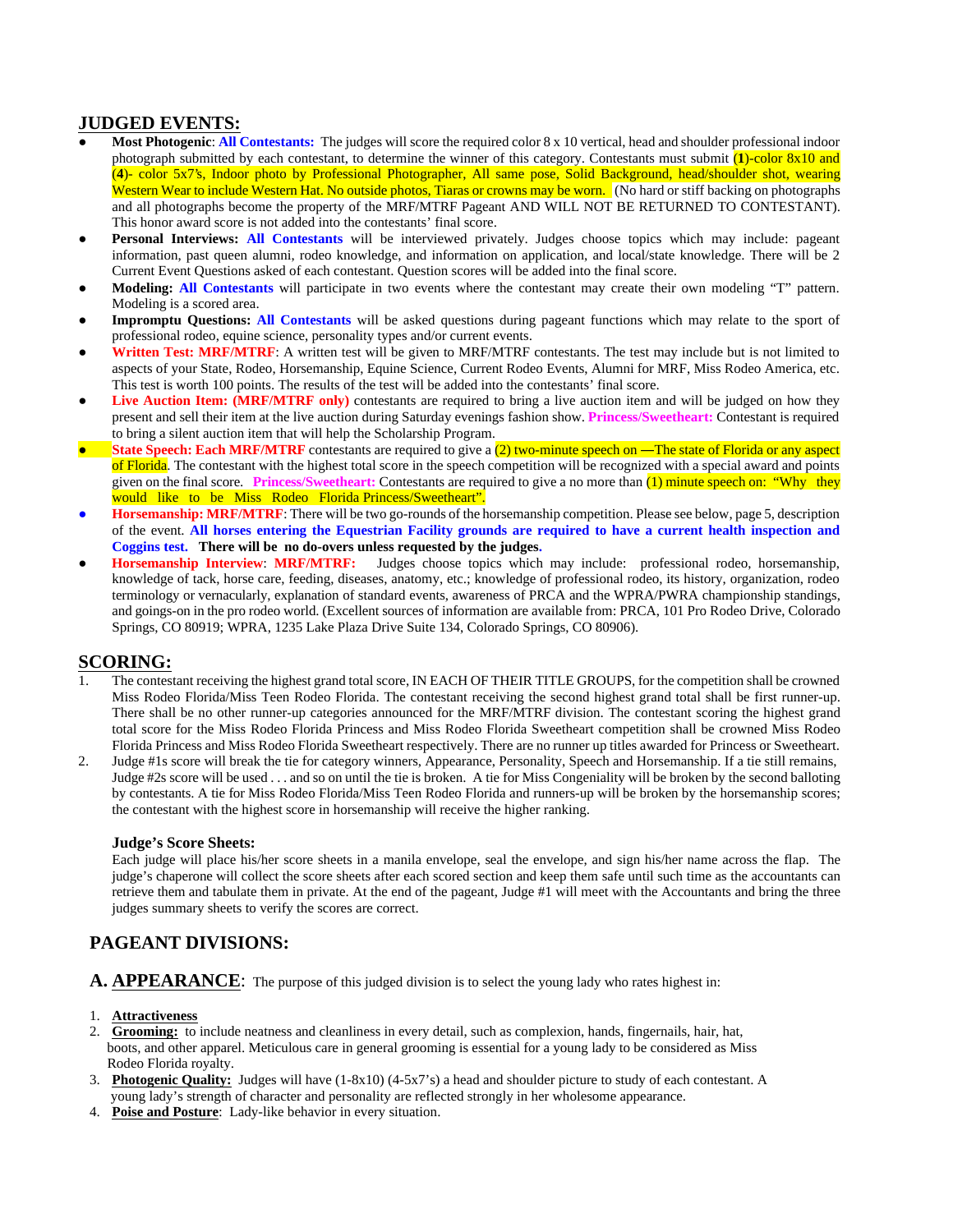## JUDGED EVENTS:

- **Most Photogenic**: **All Contestants:** The judges will score the required color 8 x 10 vertical, head and shoulder professional indoor photograph submitted by each contestant, to determine the winner of this category. Contestants must submit (**1**)-color 8x10 and (**4**)- color 5x7's, Indoor photo by Professional Photographer, All same pose, Solid Background, head/shoulder shot, wearing Western Wear to include Western Hat. No outside photos, Tiaras or crowns may be worn. (No hard or stiff backing on photographs and all photographs become the property of the MRF/MTRF Pageant AND WILL NOT BE RETURNED TO CONTESTANT). This honor award score is not added into the contestants' final score.
- **Personal Interviews: All Contestants** will be interviewed privately. Judges choose topics which may include: pageant information, past queen alumni, rodeo knowledge, and information on application, and local/state knowledge. There will be 2 Current Event Questions asked of each contestant. Question scores will be added into the final score.
- **Modeling: All Contestants** will participate in two events where the contestant may create their own modeling "T" pattern. Modeling is a scored area.
- **Impromptu Questions: All Contestants** will be asked questions during pageant functions which may relate to the sport of professional rodeo, equine science, personality types and/or current events.
- **Written Test: MRF/MTRF**: A written test will be given to MRF/MTRF contestants. The test may include but is not limited to aspects of your State, Rodeo, Horsemanship, Equine Science, Current Rodeo Events, Alumni for MRF, Miss Rodeo America, etc. This test is worth 100 points. The results of the test will be added into the contestants' final score.
- **Live Auction Item: (MRF/MTRF only)** contestants are required to bring a live auction item and will be judged on how they present and sell their item at the live auction during Saturday evenings fashion show. **Princess/Sweetheart:** Contestant is required to bring a silent auction item that will help the Scholarship Program.
- **State Speech: Each MRF/MTRF** contestants are required to give a (2) two-minute speech on —The state of Florida or any aspect of Florida. The contestant with the highest total score in the speech competition will be recognized with a special award and points given on the final score. **Princess/Sweetheart:** Contestants are required to give a no more than (1) minute speech on: "Why they would like to be Miss Rodeo Florida Princess/Sweetheart".
- **Horsemanship: MRF/MTRF**: There will be two go-rounds of the horsemanship competition. Please see below, page 5, description of the event. **All horses entering the Equestrian Facility grounds are required to have a current health inspection and Coggins test. There will be no do-overs unless requested by the judges.**
- **Horsemanship Interview**: **MRF/MTRF:** Judges choose topics which may include: professional rodeo, horsemanship, knowledge of tack, horse care, feeding, diseases, anatomy, etc.; knowledge of professional rodeo, its history, organization, rodeo terminology or vernacularly, explanation of standard events, awareness of PRCA and the WPRA/PWRA championship standings, and goings-on in the pro rodeo world. (Excellent sources of information are available from: PRCA, 101 Pro Rodeo Drive, Colorado Springs, CO 80919; WPRA, 1235 Lake Plaza Drive Suite 134, Colorado Springs, CO 80906).

## SCORING:

1. The contestant receiving the highest grand total score, IN EACH OF THEIR TITLE GROUPS, for the competition shall be crowned Miss Rodeo Florida/Miss Teen Rodeo Florida. The contestant receiving the second highest grand total shall be first runner-up. There shall be no other runner-up categories announced for the MRF/MTRF division. The contestant scoring the highest grand total score for the Miss Rodeo Florida Princess and Miss Rodeo Florida Sweetheart competition shall be crowned Miss Rodeo Florida Princess and Miss Rodeo Florida Sweetheart respectively. There are no runner up titles awarded for Princess or Sweetheart.
2. Judge #1s score will break the tie for category winners, Appearance, Personality, Speech and Horsemanship. If a tie still remains, Judge #2s score will be used . . . and so on until the tie is broken. A tie for Miss Congeniality will be broken by the second balloting by contestants. A tie for Miss Rodeo Florida/Miss Teen Rodeo Florida and runners-up will be broken by the horsemanship scores; the contestant with the highest score in horsemanship will receive the higher ranking.

### Judge's Score Sheets:

Each judge will place his/her score sheets in a manila envelope, seal the envelope, and sign his/her name across the flap. The judge's chaperone will collect the score sheets after each scored section and keep them safe until such time as the accountants can retrieve them and tabulate them in private. At the end of the pageant, Judge #1 will meet with the Accountants and bring the three judges summary sheets to verify the scores are correct.

## PAGEANT DIVISIONS:

### A. APPEARANCE: The purpose of this judged division is to select the young lady who rates highest in:

1. **Attractiveness**
2. **Grooming:** to include neatness and cleanliness in every detail, such as complexion, hands, fingernails, hair, hat, boots, and other apparel. Meticulous care in general grooming is essential for a young lady to be considered as Miss Rodeo Florida royalty.
3. **Photogenic Quality:** Judges will have (1-8x10) (4-5x7's) a head and shoulder picture to study of each contestant. A young lady's strength of character and personality are reflected strongly in her wholesome appearance.
4. **Poise and Posture**: Lady-like behavior in every situation.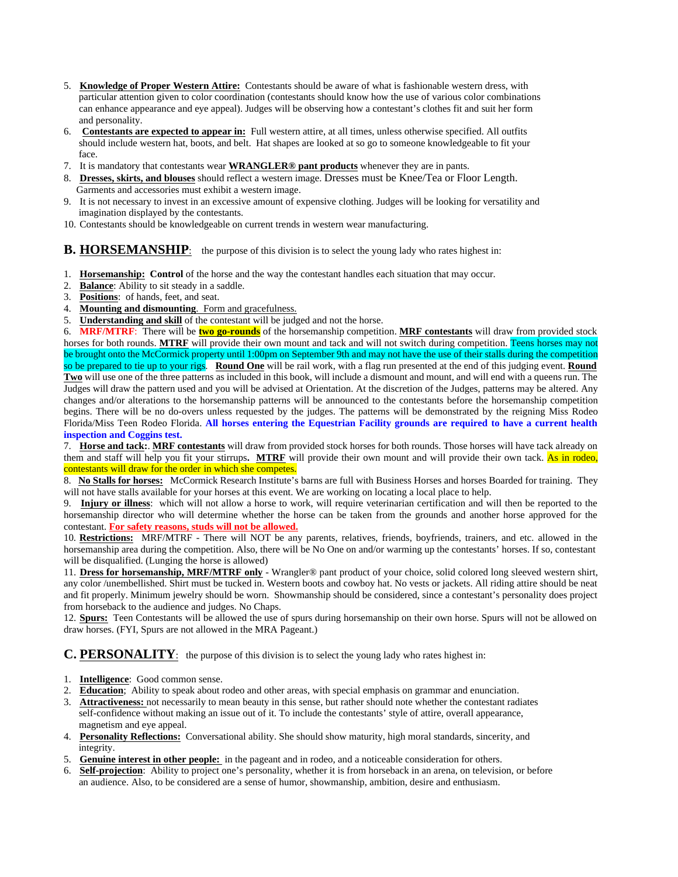5. **Knowledge of Proper Western Attire:** Contestants should be aware of what is fashionable western dress, with particular attention given to color coordination (contestants should know how the use of various color combinations can enhance appearance and eye appeal). Judges will be observing how a contestant's clothes fit and suit her form and personality.
6. **Contestants are expected to appear in:** Full western attire, at all times, unless otherwise specified. All outfits should include western hat, boots, and belt. Hat shapes are looked at so go to someone knowledgeable to fit your face.
7. It is mandatory that contestants wear **WRANGLER® pant products** whenever they are in pants.
8. **Dresses, skirts, and blouses** should reflect a western image. Dresses must be Knee/Tea or Floor Length. Garments and accessories must exhibit a western image.
9. It is not necessary to invest in an excessive amount of expensive clothing. Judges will be looking for versatility and imagination displayed by the contestants.
10. Contestants should be knowledgeable on current trends in western wear manufacturing.

## B. HORSEMANSHIP: the purpose of this division is to select the young lady who rates highest in:

1. **Horsemanship: Control** of the horse and the way the contestant handles each situation that may occur.
2. **Balance**: Ability to sit steady in a saddle.
3. **Positions**: of hands, feet, and seat.
4. **Mounting and dismounting**. Form and gracefulness.
5. **Understanding and skill** of the contestant will be judged and not the horse.
6. **MRF/MTRF**: There will be **two go-rounds** of the horsemanship competition. **MRF contestants** will draw from provided stock horses for both rounds. **MTRF** will provide their own mount and tack and will not switch during competition. Teens horses may not be brought onto the McCormick property until 1:00pm on September 9th and may not have the use of their stalls during the competition so be prepared to tie up to your rigs. **Round One** will be rail work, with a flag run presented at the end of this judging event. **Round Two** will use one of the three patterns as included in this book, will include a dismount and mount, and will end with a queens run. The Judges will draw the pattern used and you will be advised at Orientation. At the discretion of the Judges, patterns may be altered. Any changes and/or alterations to the horsemanship patterns will be announced to the contestants before the horsemanship competition begins. There will be no do-overs unless requested by the judges. The patterns will be demonstrated by the reigning Miss Rodeo Florida/Miss Teen Rodeo Florida. **All horses entering the Equestrian Facility grounds are required to have a current health inspection and Coggins test.**
7. **Horse and tack:**. **MRF contestants** will draw from provided stock horses for both rounds. Those horses will have tack already on them and staff will help you fit your stirrups**. MTRF** will provide their own mount and will provide their own tack. As in rodeo, contestants will draw for the order in which she competes.
8. **No Stalls for horses:** McCormick Research Institute's barns are full with Business Horses and horses Boarded for training. They will not have stalls available for your horses at this event. We are working on locating a local place to help.
9. **Injury or illness**: which will not allow a horse to work, will require veterinarian certification and will then be reported to the horsemanship director who will determine whether the horse can be taken from the grounds and another horse approved for the contestant. **For safety reasons, studs will not be allowed.**
10. **Restrictions:** MRF/MTRF - There will NOT be any parents, relatives, friends, boyfriends, trainers, and etc. allowed in the horsemanship area during the competition. Also, there will be No One on and/or warming up the contestants' horses. If so, contestant will be disqualified. (Lunging the horse is allowed)
11. **Dress for horsemanship, MRF/MTRF only** - Wrangler® pant product of your choice, solid colored long sleeved western shirt, any color /unembellished. Shirt must be tucked in. Western boots and cowboy hat. No vests or jackets. All riding attire should be neat and fit properly. Minimum jewelry should be worn. Showmanship should be considered, since a contestant's personality does project from horseback to the audience and judges. No Chaps.
12. **Spurs:** Teen Contestants will be allowed the use of spurs during horsemanship on their own horse. Spurs will not be allowed on draw horses. (FYI, Spurs are not allowed in the MRA Pageant.)

## C. PERSONALITY: the purpose of this division is to select the young lady who rates highest in:

1. **Intelligence**: Good common sense.
2. **Education**; Ability to speak about rodeo and other areas, with special emphasis on grammar and enunciation.
3. **Attractiveness:** not necessarily to mean beauty in this sense, but rather should note whether the contestant radiates self-confidence without making an issue out of it. To include the contestants' style of attire, overall appearance, magnetism and eye appeal.
4. **Personality Reflections:** Conversational ability. She should show maturity, high moral standards, sincerity, and integrity.
5. **Genuine interest in other people:** in the pageant and in rodeo, and a noticeable consideration for others.
6. **Self-projection**: Ability to project one's personality, whether it is from horseback in an arena, on television, or before an audience. Also, to be considered are a sense of humor, showmanship, ambition, desire and enthusiasm.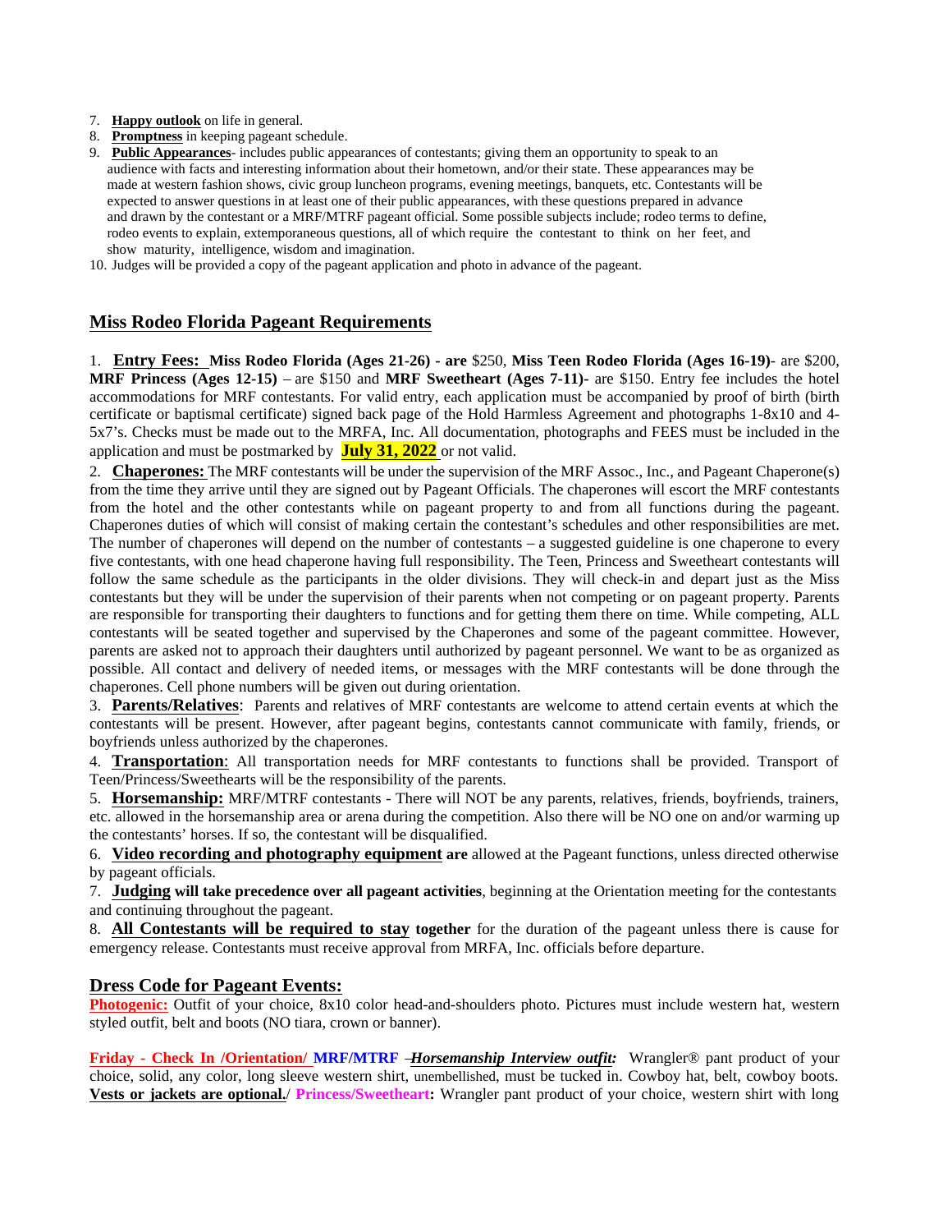7. **Happy outlook** on life in general.
8. **Promptness** in keeping pageant schedule.
9. **Public Appearances**- includes public appearances of contestants; giving them an opportunity to speak to an audience with facts and interesting information about their hometown, and/or their state. These appearances may be made at western fashion shows, civic group luncheon programs, evening meetings, banquets, etc. Contestants will be expected to answer questions in at least one of their public appearances, with these questions prepared in advance and drawn by the contestant or a MRF/MTRF pageant official. Some possible subjects include; rodeo terms to define, rodeo events to explain, extemporaneous questions, all of which require the contestant to think on her feet, and show maturity, intelligence, wisdom and imagination.
10. Judges will be provided a copy of the pageant application and photo in advance of the pageant.

## Miss Rodeo Florida Pageant Requirements

1. **Entry Fees: Miss Rodeo Florida (Ages 21-26) - are** $250, **Miss Teen Rodeo Florida (Ages 16-19)**- are $200, **MRF Princess (Ages 12-15)** – are $150 and **MRF Sweetheart (Ages 7-11)-** are $150. Entry fee includes the hotel accommodations for MRF contestants. For valid entry, each application must be accompanied by proof of birth (birth certificate or baptismal certificate) signed back page of the Hold Harmless Agreement and photographs 1-8x10 and 4-5x7's. Checks must be made out to the MRFA, Inc. All documentation, photographs and FEES must be included in the application and must be postmarked by **July 31, 2022** or not valid.

2. **Chaperones:** The MRF contestants will be under the supervision of the MRF Assoc., Inc., and Pageant Chaperone(s) from the time they arrive until they are signed out by Pageant Officials. The chaperones will escort the MRF contestants from the hotel and the other contestants while on pageant property to and from all functions during the pageant. Chaperones duties of which will consist of making certain the contestant's schedules and other responsibilities are met. The number of chaperones will depend on the number of contestants – a suggested guideline is one chaperone to every five contestants, with one head chaperone having full responsibility. The Teen, Princess and Sweetheart contestants will follow the same schedule as the participants in the older divisions. They will check-in and depart just as the Miss contestants but they will be under the supervision of their parents when not competing or on pageant property. Parents are responsible for transporting their daughters to functions and for getting them there on time. While competing, ALL contestants will be seated together and supervised by the Chaperones and some of the pageant committee. However, parents are asked not to approach their daughters until authorized by pageant personnel. We want to be as organized as possible. All contact and delivery of needed items, or messages with the MRF contestants will be done through the chaperones. Cell phone numbers will be given out during orientation.

3. **Parents/Relatives**: Parents and relatives of MRF contestants are welcome to attend certain events at which the contestants will be present. However, after pageant begins, contestants cannot communicate with family, friends, or boyfriends unless authorized by the chaperones.

4. **Transportation**: All transportation needs for MRF contestants to functions shall be provided. Transport of Teen/Princess/Sweethearts will be the responsibility of the parents.

5. **Horsemanship:** MRF/MTRF contestants - There will NOT be any parents, relatives, friends, boyfriends, trainers, etc. allowed in the horsemanship area or arena during the competition. Also there will be NO one on and/or warming up the contestants' horses. If so, the contestant will be disqualified.

6. **Video recording and photography equipment are** allowed at the Pageant functions, unless directed otherwise by pageant officials.

7. **Judging will take precedence over all pageant activities**, beginning at the Orientation meeting for the contestants and continuing throughout the pageant.

8. **All Contestants will be required to stay together** for the duration of the pageant unless there is cause for emergency release. Contestants must receive approval from MRFA, Inc. officials before departure.

## Dress Code for Pageant Events:

**Photogenic:** Outfit of your choice, 8x10 color head-and-shoulders photo. Pictures must include western hat, western styled outfit, belt and boots (NO tiara, crown or banner).

**Friday - Check In /Orientation/ MRF/MTRF** –***Horsemanship Interview outfit:*** Wrangler® pant product of your choice, solid, any color, long sleeve western shirt, unembellished, must be tucked in. Cowboy hat, belt, cowboy boots. **Vests or jackets are optional.**/ **Princess/Sweetheart:** Wrangler pant product of your choice, western shirt with long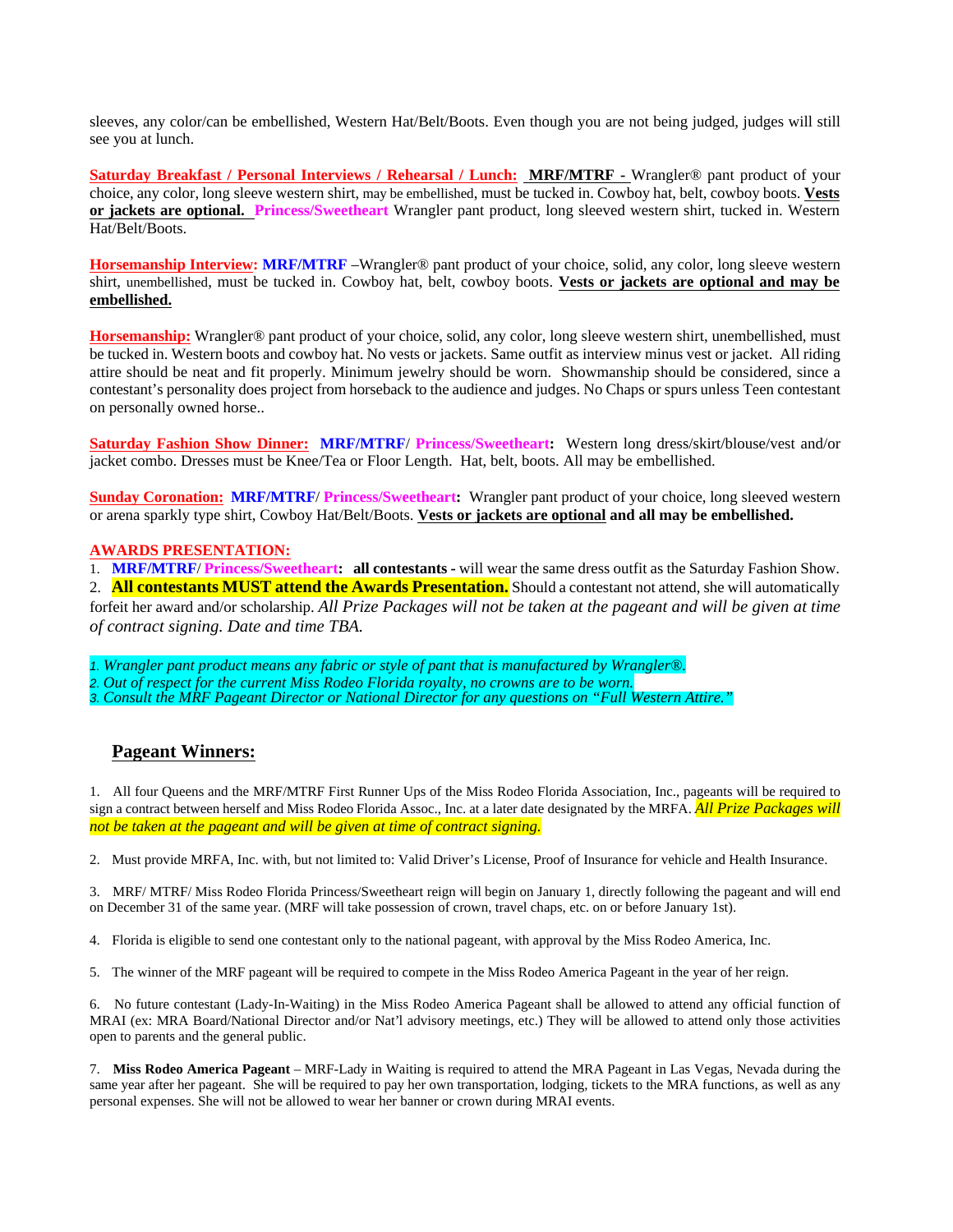sleeves, any color/can be embellished, Western Hat/Belt/Boots. Even though you are not being judged, judges will still see you at lunch.

**Saturday Breakfast / Personal Interviews / Rehearsal / Lunch:** **MRF/MTRF -** Wrangler® pant product of your choice, any color, long sleeve western shirt, may be embellished, must be tucked in. Cowboy hat, belt, cowboy boots. **Vests or jackets are optional.** **Princess/Sweetheart** Wrangler pant product, long sleeved western shirt, tucked in. Western Hat/Belt/Boots.

**Horsemanship Interview:** **MRF/MTRF** –Wrangler® pant product of your choice, solid, any color, long sleeve western shirt, unembellished, must be tucked in. Cowboy hat, belt, cowboy boots. **Vests or jackets are optional and may be embellished.**

**Horsemanship:** Wrangler® pant product of your choice, solid, any color, long sleeve western shirt, unembellished, must be tucked in. Western boots and cowboy hat. No vests or jackets. Same outfit as interview minus vest or jacket. All riding attire should be neat and fit properly. Minimum jewelry should be worn. Showmanship should be considered, since a contestant's personality does project from horseback to the audience and judges. No Chaps or spurs unless Teen contestant on personally owned horse..

**Saturday Fashion Show Dinner:** **MRF/MTRF/ Princess/Sweetheart:** Western long dress/skirt/blouse/vest and/or jacket combo. Dresses must be Knee/Tea or Floor Length. Hat, belt, boots. All may be embellished.

**Sunday Coronation:** **MRF/MTRF/ Princess/Sweetheart:** Wrangler pant product of your choice, long sleeved western or arena sparkly type shirt, Cowboy Hat/Belt/Boots. **Vests or jackets are optional and all may be embellished.**

**AWARDS PRESENTATION:**

1. **MRF/MTRF/ Princess/Sweetheart:** **all contestants -** will wear the same dress outfit as the Saturday Fashion Show.
2. **All contestants MUST attend the Awards Presentation.** Should a contestant not attend, she will automatically forfeit her award and/or scholarship. *All Prize Packages will not be taken at the pageant and will be given at time of contract signing. Date and time TBA.*

*1. Wrangler pant product means any fabric or style of pant that is manufactured by Wrangler®.*
*2. Out of respect for the current Miss Rodeo Florida royalty, no crowns are to be worn.*
*3. Consult the MRF Pageant Director or National Director for any questions on "Full Western Attire."*

## Pageant Winners:

1. All four Queens and the MRF/MTRF First Runner Ups of the Miss Rodeo Florida Association, Inc., pageants will be required to sign a contract between herself and Miss Rodeo Florida Assoc., Inc. at a later date designated by the MRFA. *All Prize Packages will not be taken at the pageant and will be given at time of contract signing.*

2. Must provide MRFA, Inc. with, but not limited to: Valid Driver's License, Proof of Insurance for vehicle and Health Insurance.

3. MRF/ MTRF/ Miss Rodeo Florida Princess/Sweetheart reign will begin on January 1, directly following the pageant and will end on December 31 of the same year. (MRF will take possession of crown, travel chaps, etc. on or before January 1st).

4. Florida is eligible to send one contestant only to the national pageant, with approval by the Miss Rodeo America, Inc.

5. The winner of the MRF pageant will be required to compete in the Miss Rodeo America Pageant in the year of her reign.

6. No future contestant (Lady-In-Waiting) in the Miss Rodeo America Pageant shall be allowed to attend any official function of MRAI (ex: MRA Board/National Director and/or Nat'l advisory meetings, etc.) They will be allowed to attend only those activities open to parents and the general public.

7. **Miss Rodeo America Pageant** – MRF-Lady in Waiting is required to attend the MRA Pageant in Las Vegas, Nevada during the same year after her pageant. She will be required to pay her own transportation, lodging, tickets to the MRA functions, as well as any personal expenses. She will not be allowed to wear her banner or crown during MRAI events.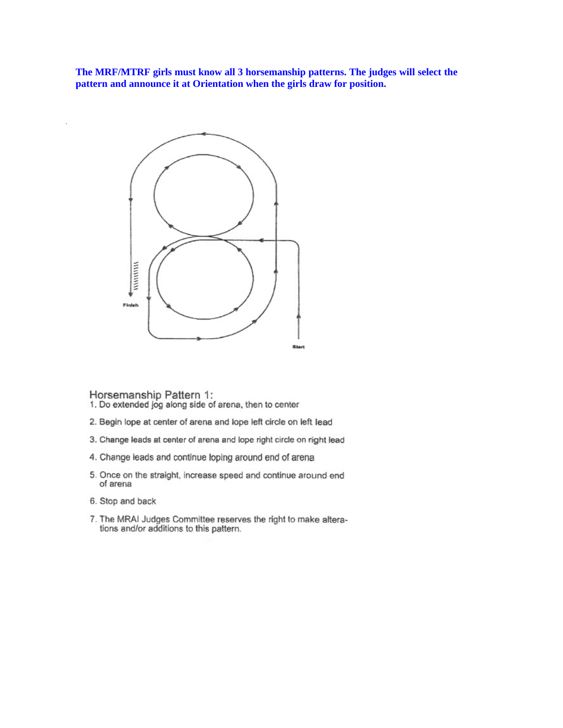**The MRF/MTRF girls must know all 3 horsemanship patterns. The judges will select the pattern and announce it at Orientation when the girls draw for position.**

Finish

Start

## Horsemanship Pattern 1:

1. Do extended jog along side of arena, then to center
2. Begin lope at center of arena and lope left circle on left lead
3. Change leads at center of arena and lope right circle on right lead
4. Change leads and continue loping around end of arena
5. Once on the straight, increase speed and continue around end of arena
6. Stop and back
7. The MRAI Judges Committee reserves the right to make alterations and/or additions to this pattern.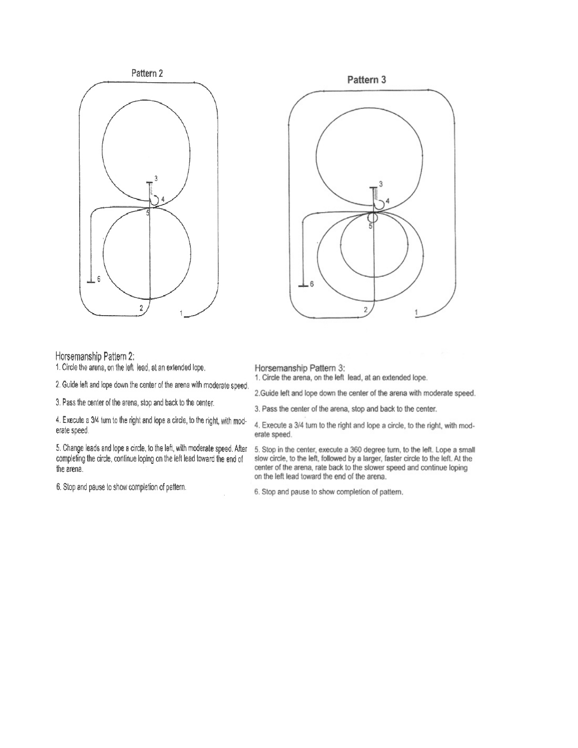Pattern 2

Pattern 3

Horsemanship Pattern 2:

1. Circle the arena, on the left lead, at an extended lope.
2. Guide left and lope down the center of the arena with moderate speed.
3. Pass the center of the arena, stop and back to the center.
4. Execute a 3/4 turn to the right and lope a circle, to the right, with moderate speed.
5. Change leads and lope a circle, to the left, with moderate speed. After completing the circle, continue loping on the left lead toward the end of the arena.
6. Stop and pause to show completion of pattern.

Horsemanship Pattern 3:

1. Circle the arena, on the left lead, at an extended lope.
2. Guide left and lope down the center of the arena with moderate speed.
3. Pass the center of the arena, stop and back to the center.
4. Execute a 3/4 turn to the right and lope a circle, to the right, with moderate speed.
5. Stop in the center, execute a 360 degree turn, to the left. Lope a small slow circle, to the left, followed by a larger, faster circle to the left. At the center of the arena, rate back to the slower speed and continue loping on the left lead toward the end of the arena.
6. Stop and pause to show completion of pattern.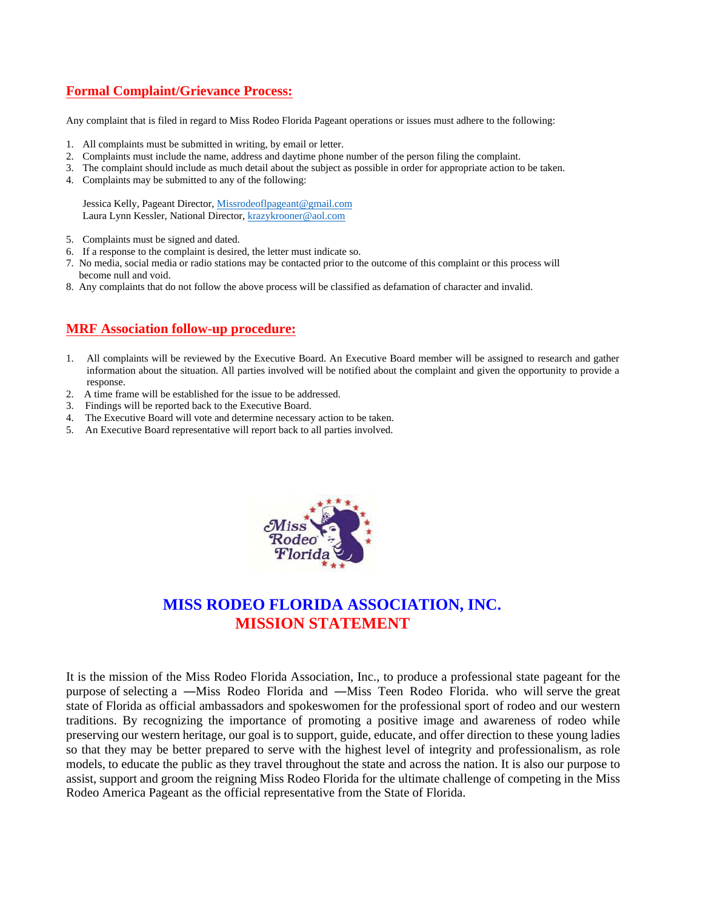## Formal Complaint/Grievance Process:

Any complaint that is filed in regard to Miss Rodeo Florida Pageant operations or issues must adhere to the following:

1. All complaints must be submitted in writing, by email or letter.
2. Complaints must include the name, address and daytime phone number of the person filing the complaint.
3. The complaint should include as much detail about the subject as possible in order for appropriate action to be taken.
4. Complaints may be submitted to any of the following:

   Jessica Kelly, Pageant Director, Missrodeoflpageant@gmail.com
   Laura Lynn Kessler, National Director, krazykrooner@aol.com

5. Complaints must be signed and dated.
6. If a response to the complaint is desired, the letter must indicate so.
7. No media, social media or radio stations may be contacted prior to the outcome of this complaint or this process will become null and void.
8. Any complaints that do not follow the above process will be classified as defamation of character and invalid.

## MRF Association follow-up procedure:

1. All complaints will be reviewed by the Executive Board. An Executive Board member will be assigned to research and gather information about the situation. All parties involved will be notified about the complaint and given the opportunity to provide a response.
2. A time frame will be established for the issue to be addressed.
3. Findings will be reported back to the Executive Board.
4. The Executive Board will vote and determine necessary action to be taken.
5. An Executive Board representative will report back to all parties involved.

Miss Rodeo Florida

# MISS RODEO FLORIDA ASSOCIATION, INC.
# MISSION STATEMENT

It is the mission of the Miss Rodeo Florida Association, Inc., to produce a professional state pageant for the purpose of selecting a ―Miss Rodeo Florida and ―Miss Teen Rodeo Florida. who will serve the great state of Florida as official ambassadors and spokeswomen for the professional sport of rodeo and our western traditions. By recognizing the importance of promoting a positive image and awareness of rodeo while preserving our western heritage, our goal is to support, guide, educate, and offer direction to these young ladies so that they may be better prepared to serve with the highest level of integrity and professionalism, as role models, to educate the public as they travel throughout the state and across the nation. It is also our purpose to assist, support and groom the reigning Miss Rodeo Florida for the ultimate challenge of competing in the Miss Rodeo America Pageant as the official representative from the State of Florida.